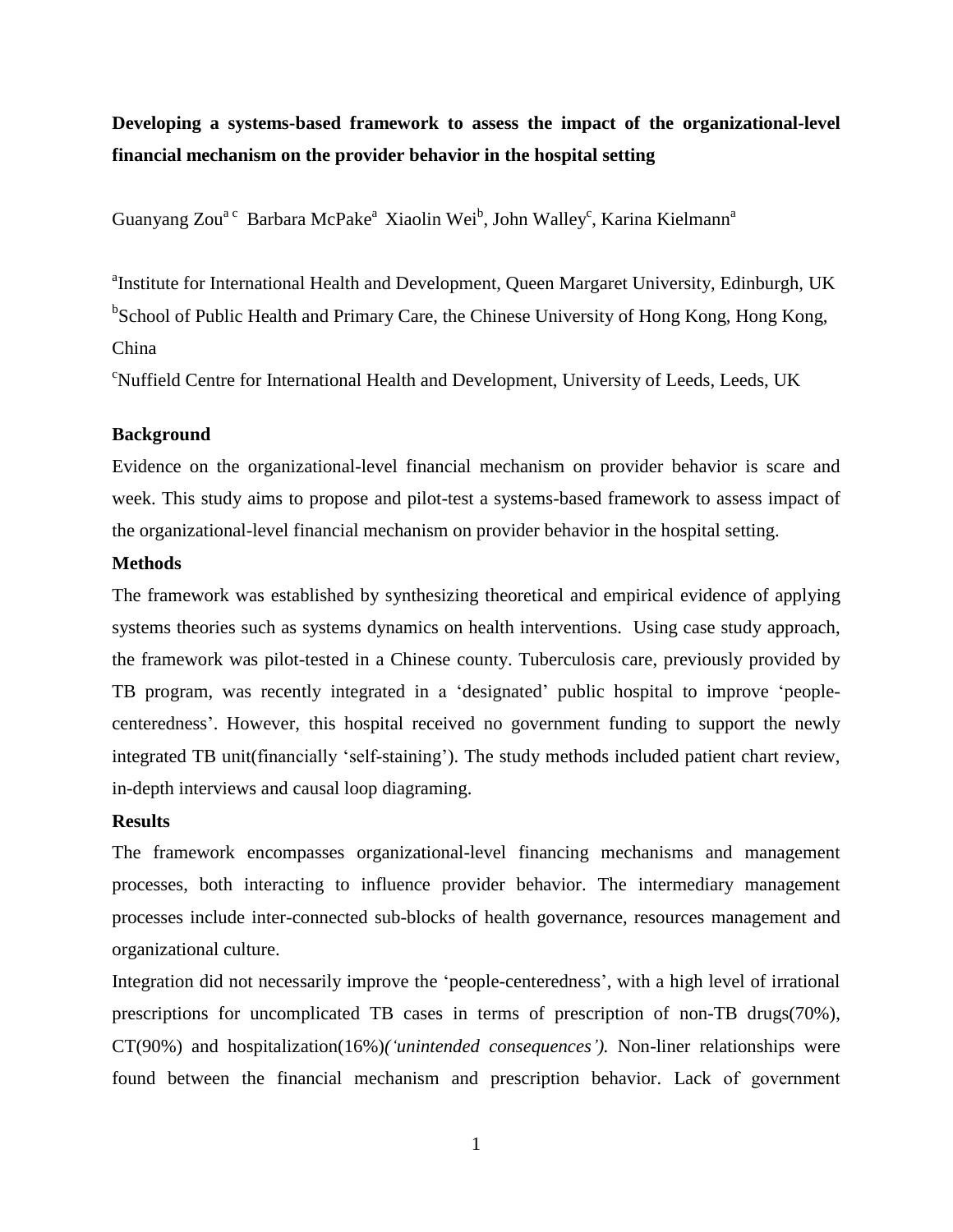**Developing a systems-based framework to assess the impact of the organizational-level financial mechanism on the provider behavior in the hospital setting**

Guanyang Zou[a c] Barbara McPake[a] Xiaolin Wei[b], John Walley[c], Karina Kielmann[a]

[a]Institute for International Health and Development, Queen Margaret University, Edinburgh, UK
[b]School of Public Health and Primary Care, the Chinese University of Hong Kong, Hong Kong, China
[c]Nuffield Centre for International Health and Development, University of Leeds, Leeds, UK

**Background**

Evidence on the organizational-level financial mechanism on provider behavior is scare and week. This study aims to propose and pilot-test a systems-based framework to assess impact of the organizational-level financial mechanism on provider behavior in the hospital setting.

**Methods**

The framework was established by synthesizing theoretical and empirical evidence of applying systems theories such as systems dynamics on health interventions. Using case study approach, the framework was pilot-tested in a Chinese county. Tuberculosis care, previously provided by TB program, was recently integrated in a 'designated' public hospital to improve 'people-centeredness'. However, this hospital received no government funding to support the newly integrated TB unit(financially 'self-staining'). The study methods included patient chart review, in-depth interviews and causal loop diagraming.

**Results**

The framework encompasses organizational-level financing mechanisms and management processes, both interacting to influence provider behavior. The intermediary management processes include inter-connected sub-blocks of health governance, resources management and organizational culture.

Integration did not necessarily improve the 'people-centeredness', with a high level of irrational prescriptions for uncomplicated TB cases in terms of prescription of non-TB drugs(70%), CT(90%) and hospitalization(16%)*('unintended consequences').* Non-liner relationships were found between the financial mechanism and prescription behavior. Lack of government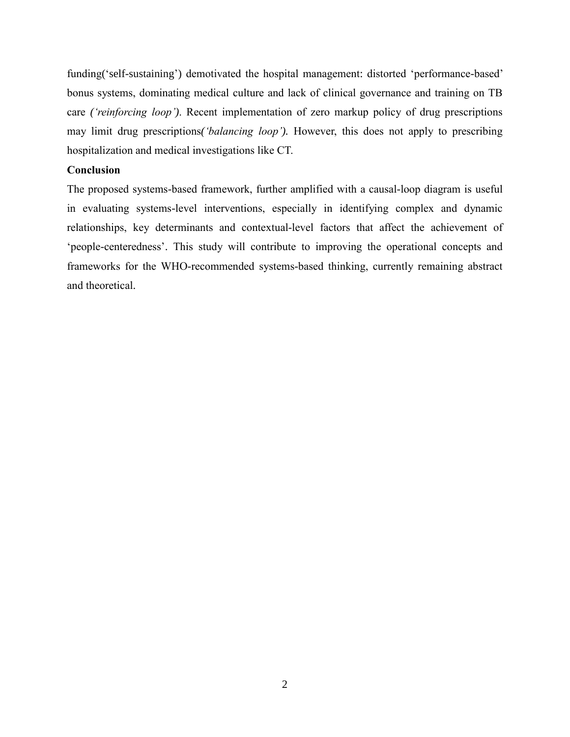funding('self-sustaining') demotivated the hospital management: distorted 'performance-based' bonus systems, dominating medical culture and lack of clinical governance and training on TB care *('reinforcing loop')*. Recent implementation of zero markup policy of drug prescriptions may limit drug prescriptions*('balancing loop')*. However, this does not apply to prescribing hospitalization and medical investigations like CT.

**Conclusion**

The proposed systems-based framework, further amplified with a causal-loop diagram is useful in evaluating systems-level interventions, especially in identifying complex and dynamic relationships, key determinants and contextual-level factors that affect the achievement of 'people-centeredness'. This study will contribute to improving the operational concepts and frameworks for the WHO-recommended systems-based thinking, currently remaining abstract and theoretical.